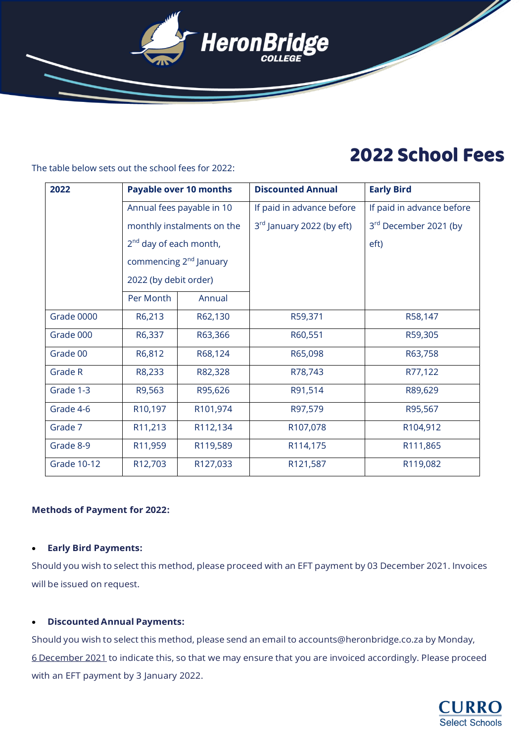# HeronBridge College

## 2022 School Fees

The table below sets out the school fees for 2022:

| 2022 | Payable over 10 months | | Discounted Annual | Early Bird |
|---|---|---|---|---|
| | Annual fees payable in 10 monthly instalments on the 2nd day of each month, commencing 2nd January 2022 (by debit order) | | If paid in advance before 3rd January 2022 (by eft) | If paid in advance before 3rd December 2021 (by eft) |
| | Per Month | Annual | | |
| Grade 0000 | R6,213 | R62,130 | R59,371 | R58,147 |
| Grade 000 | R6,337 | R63,366 | R60,551 | R59,305 |
| Grade 00 | R6,812 | R68,124 | R65,098 | R63,758 |
| Grade R | R8,233 | R82,328 | R78,743 | R77,122 |
| Grade 1-3 | R9,563 | R95,626 | R91,514 | R89,629 |
| Grade 4-6 | R10,197 | R101,974 | R97,579 | R95,567 |
| Grade 7 | R11,213 | R112,134 | R107,078 | R104,912 |
| Grade 8-9 | R11,959 | R119,589 | R114,175 | R111,865 |
| Grade 10-12 | R12,703 | R127,033 | R121,587 | R119,082 |

**Methods of Payment for 2022:**

- **Early Bird Payments:**

Should you wish to select this method, please proceed with an EFT payment by 03 December 2021. Invoices will be issued on request.

- **Discounted Annual Payments:**

Should you wish to select this method, please send an email to accounts@heronbridge.co.za by Monday, 6 December 2021 to indicate this, so that we may ensure that you are invoiced accordingly. Please proceed with an EFT payment by 3 January 2022.

CURRO Select Schools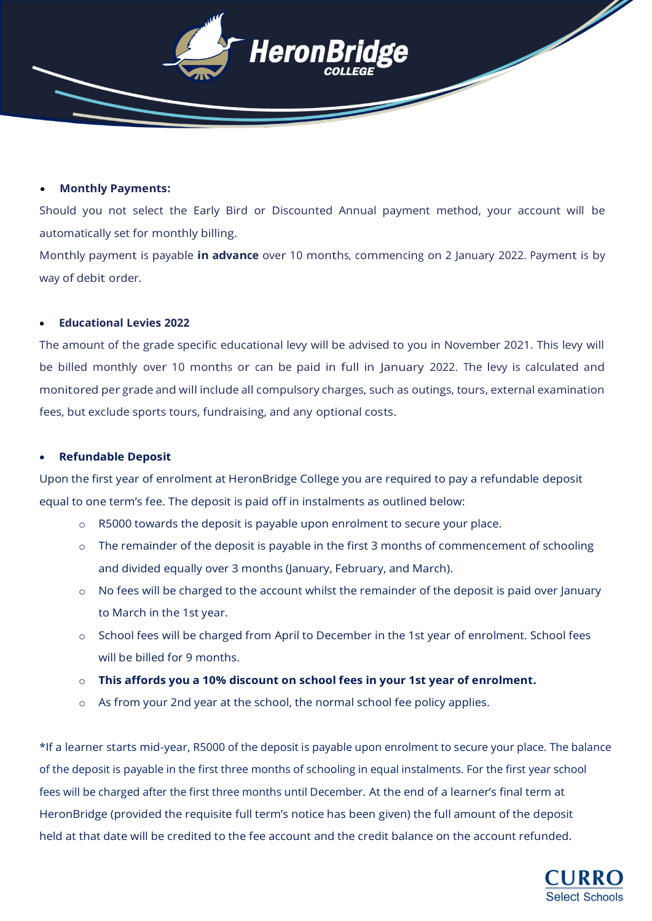- **Monthly Payments:**

Should you not select the Early Bird or Discounted Annual payment method, your account will be automatically set for monthly billing.

Monthly payment is payable **in advance** over 10 months, commencing on 2 January 2022. Payment is by way of debit order.

- **Educational Levies 2022**

The amount of the grade specific educational levy will be advised to you in November 2021. This levy will be billed monthly over 10 months or can be paid in full in January 2022. The levy is calculated and monitored per grade and will include all compulsory charges, such as outings, tours, external examination fees, but exclude sports tours, fundraising, and any optional costs.

- **Refundable Deposit**

Upon the first year of enrolment at HeronBridge College you are required to pay a refundable deposit equal to one term's fee. The deposit is paid off in instalments as outlined below:

  - R5000 towards the deposit is payable upon enrolment to secure your place.
  - The remainder of the deposit is payable in the first 3 months of commencement of schooling and divided equally over 3 months (January, February, and March).
  - No fees will be charged to the account whilst the remainder of the deposit is paid over January to March in the 1st year.
  - School fees will be charged from April to December in the 1st year of enrolment. School fees will be billed for 9 months.
  - **This affords you a 10% discount on school fees in your 1st year of enrolment.**
  - As from your 2nd year at the school, the normal school fee policy applies.

*If a learner starts mid-year, R5000 of the deposit is payable upon enrolment to secure your place. The balance of the deposit is payable in the first three months of schooling in equal instalments. For the first year school fees will be charged after the first three months until December. At the end of a learner's final term at HeronBridge (provided the requisite full term's notice has been given) the full amount of the deposit held at that date will be credited to the fee account and the credit balance on the account refunded.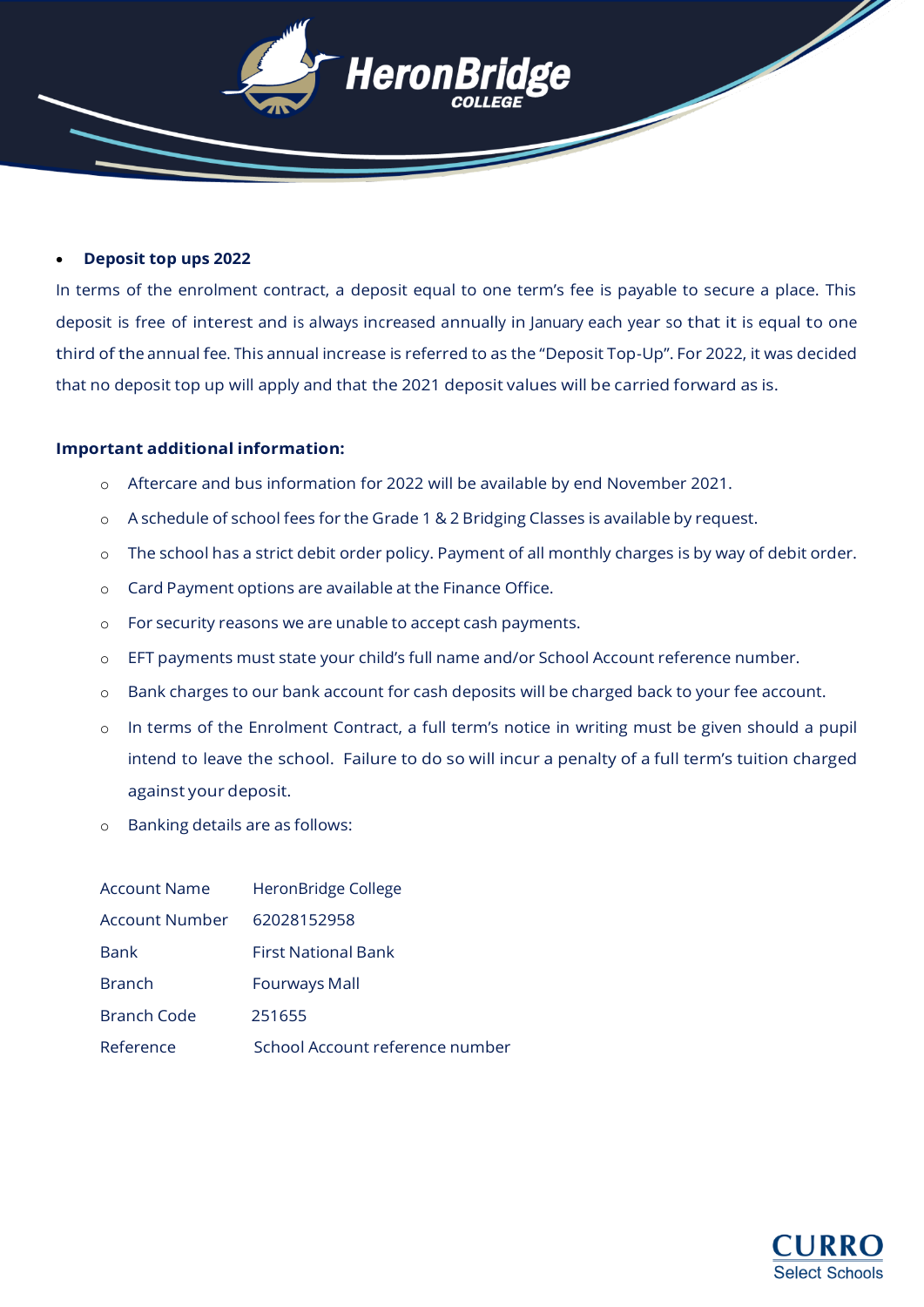- **Deposit top ups 2022**

In terms of the enrolment contract, a deposit equal to one term's fee is payable to secure a place. This deposit is free of interest and is always increased annually in January each year so that it is equal to one third of the annual fee. This annual increase is referred to as the "Deposit Top-Up". For 2022, it was decided that no deposit top up will apply and that the 2021 deposit values will be carried forward as is.

**Important additional information:**

- Aftercare and bus information for 2022 will be available by end November 2021.
- A schedule of school fees for the Grade 1 & 2 Bridging Classes is available by request.
- The school has a strict debit order policy. Payment of all monthly charges is by way of debit order.
- Card Payment options are available at the Finance Office.
- For security reasons we are unable to accept cash payments.
- EFT payments must state your child's full name and/or School Account reference number.
- Bank charges to our bank account for cash deposits will be charged back to your fee account.
- In terms of the Enrolment Contract, a full term's notice in writing must be given should a pupil intend to leave the school. Failure to do so will incur a penalty of a full term's tuition charged against your deposit.
- Banking details are as follows:

| | |
|---|---|
| Account Name | HeronBridge College |
| Account Number | 62028152958 |
| Bank | First National Bank |
| Branch | Fourways Mall |
| Branch Code | 251655 |
| Reference | School Account reference number |